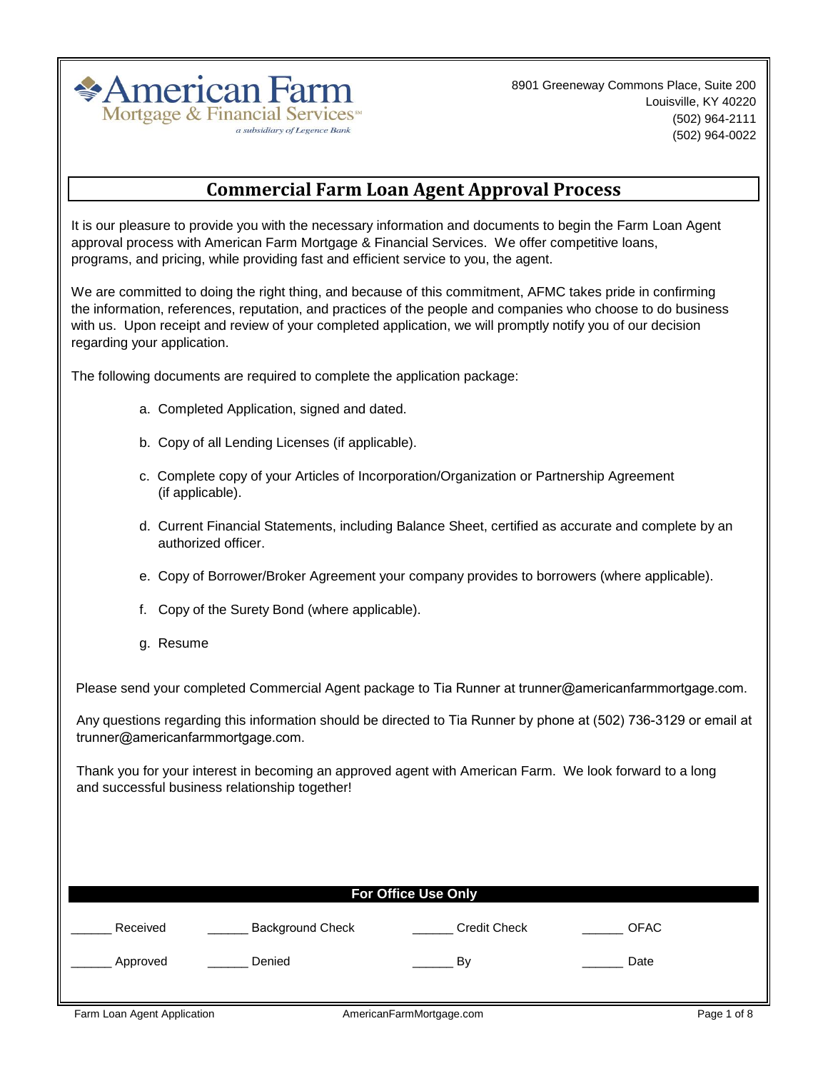American Farm
Mortgage & Financial Services℠
*a subsidiary of Legence Bank*

8901 Greeneway Commons Place, Suite 200
Louisville, KY 40220
(502) 964-2111
(502) 964-0022

# Commercial Farm Loan Agent Approval Process

It is our pleasure to provide you with the necessary information and documents to begin the Farm Loan Agent approval process with American Farm Mortgage & Financial Services. We offer competitive loans, programs, and pricing, while providing fast and efficient service to you, the agent.

We are committed to doing the right thing, and because of this commitment, AFMC takes pride in confirming the information, references, reputation, and practices of the people and companies who choose to do business with us. Upon receipt and review of your completed application, we will promptly notify you of our decision regarding your application.

The following documents are required to complete the application package:

a. Completed Application, signed and dated.

b. Copy of all Lending Licenses (if applicable).

c. Complete copy of your Articles of Incorporation/Organization or Partnership Agreement (if applicable).

d. Current Financial Statements, including Balance Sheet, certified as accurate and complete by an authorized officer.

e. Copy of Borrower/Broker Agreement your company provides to borrowers (where applicable).

f. Copy of the Surety Bond (where applicable).

g. Resume

Please send your completed Commercial Agent package to Tia Runner at trunner@americanfarmmortgage.com.

Any questions regarding this information should be directed to Tia Runner by phone at (502) 736-3129 or email at trunner@americanfarmmortgage.com.

Thank you for your interest in becoming an approved agent with American Farm. We look forward to a long and successful business relationship together!

**For Office Use Only**

______ Received    ______ Background Check    ______ Credit Check    ______ OFAC

______ Approved    ______ Denied    ______ By    ______ Date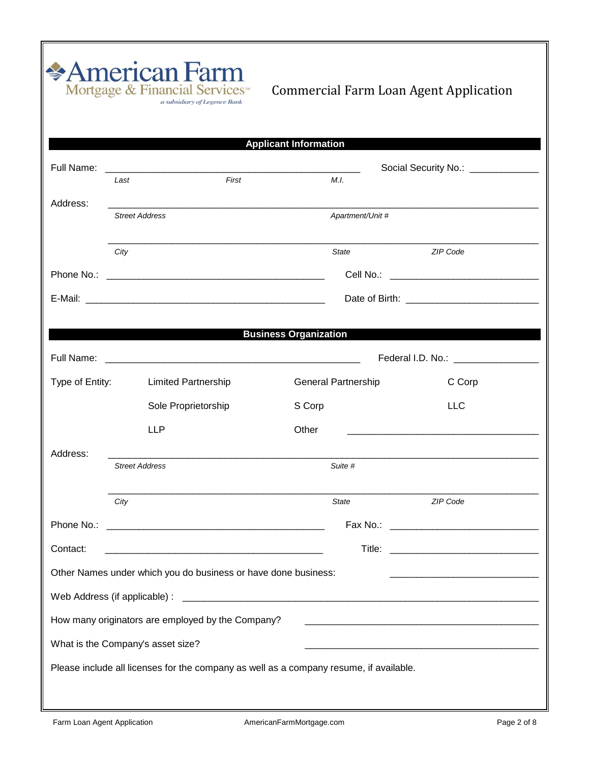American Farm Mortgage & Financial Services℠
*a subsidiary of Legence Bank*

# Commercial Farm Loan Agent Application

## Applicant Information

Full Name: ______________________________________________ Social Security No.: ____________

*Last* *First* *M.I.*

Address: ______________________________________________________________________________

*Street Address* *Apartment/Unit #*

______________________________________________________________________________

*City* *State* *ZIP Code*

Phone No.: ______________________________________ Cell No.: __________________________

E-Mail: ___________________________________________ Date of Birth: _______________________

## Business Organization

Full Name: ______________________________________________ Federal I.D. No.: ______________

Type of Entity:

| Limited Partnership | General Partnership | C Corp |
|---|---|---|
| Sole Proprietorship | S Corp | LLC |
| LLP | Other ___________________________ | |

Address: ______________________________________________________________________________

*Street Address* *Suite #*

______________________________________________________________________________

*City* *State* *ZIP Code*

Phone No.: ______________________________________ Fax No.: ___________________________

Contact: ______________________________________ Title: ___________________________

Other Names under which you do business or have done business: _________________________

Web Address (if applicable) : _____________________________________________________________

How many originators are employed by the Company? _________________________________________

What is the Company's asset size? _________________________________________

Please include all licenses for the company as well as a company resume, if available.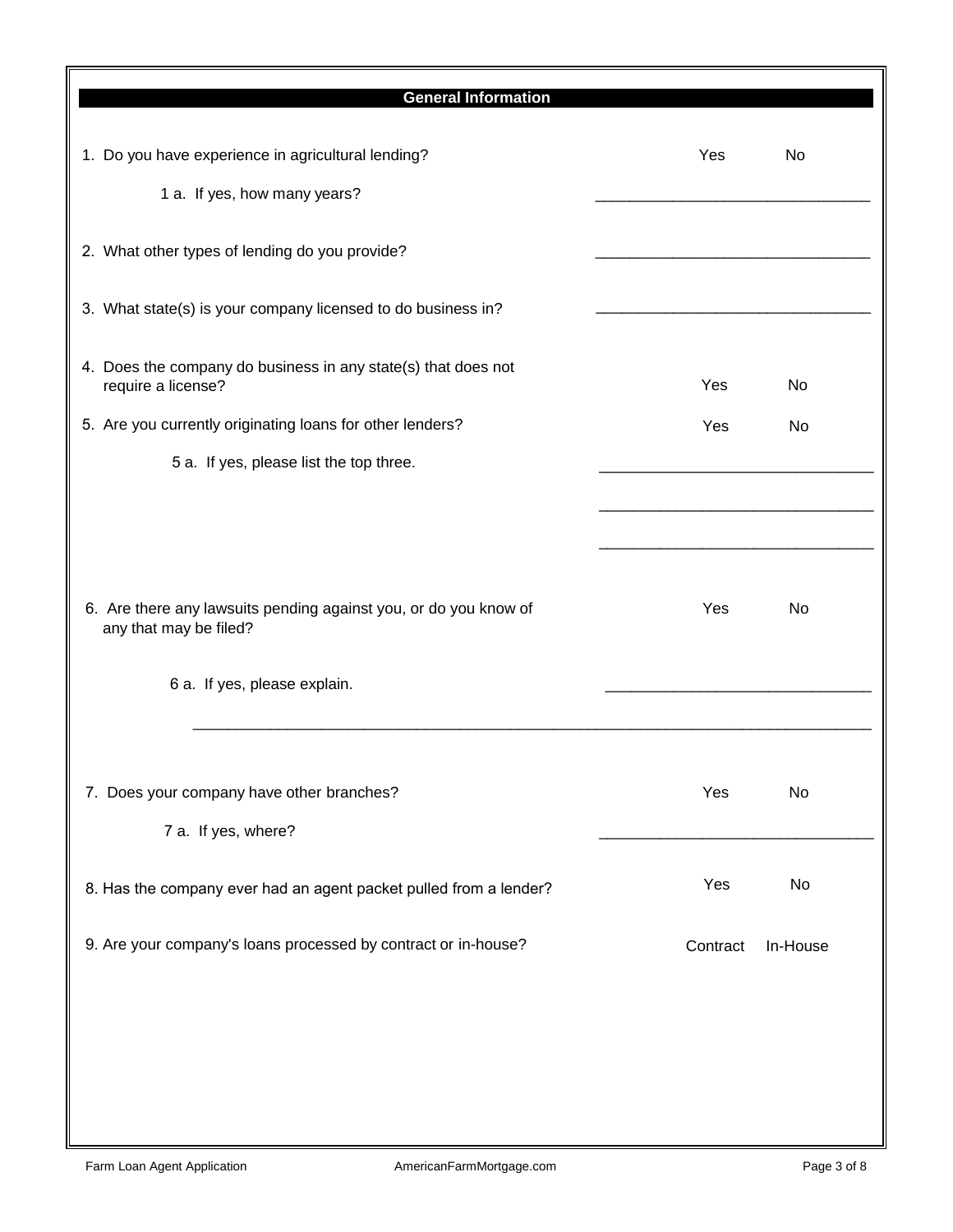## General Information

1. Do you have experience in agricultural lending? Yes No

   1 a. If yes, how many years? ________________________________

2. What other types of lending do you provide? ________________________________

3. What state(s) is your company licensed to do business in? ________________________________

4. Does the company do business in any state(s) that does not require a license? Yes No

5. Are you currently originating loans for other lenders? Yes No

   5 a. If yes, please list the top three. ________________________________

   ________________________________

   ________________________________

6. Are there any lawsuits pending against you, or do you know of any that may be filed? Yes No

   6 a. If yes, please explain. ________________________________

   ________________________________________________________________________________

7. Does your company have other branches? Yes No

   7 a. If yes, where? ________________________________

8. Has the company ever had an agent packet pulled from a lender? Yes No

9. Are your company's loans processed by contract or in-house? Contract In-House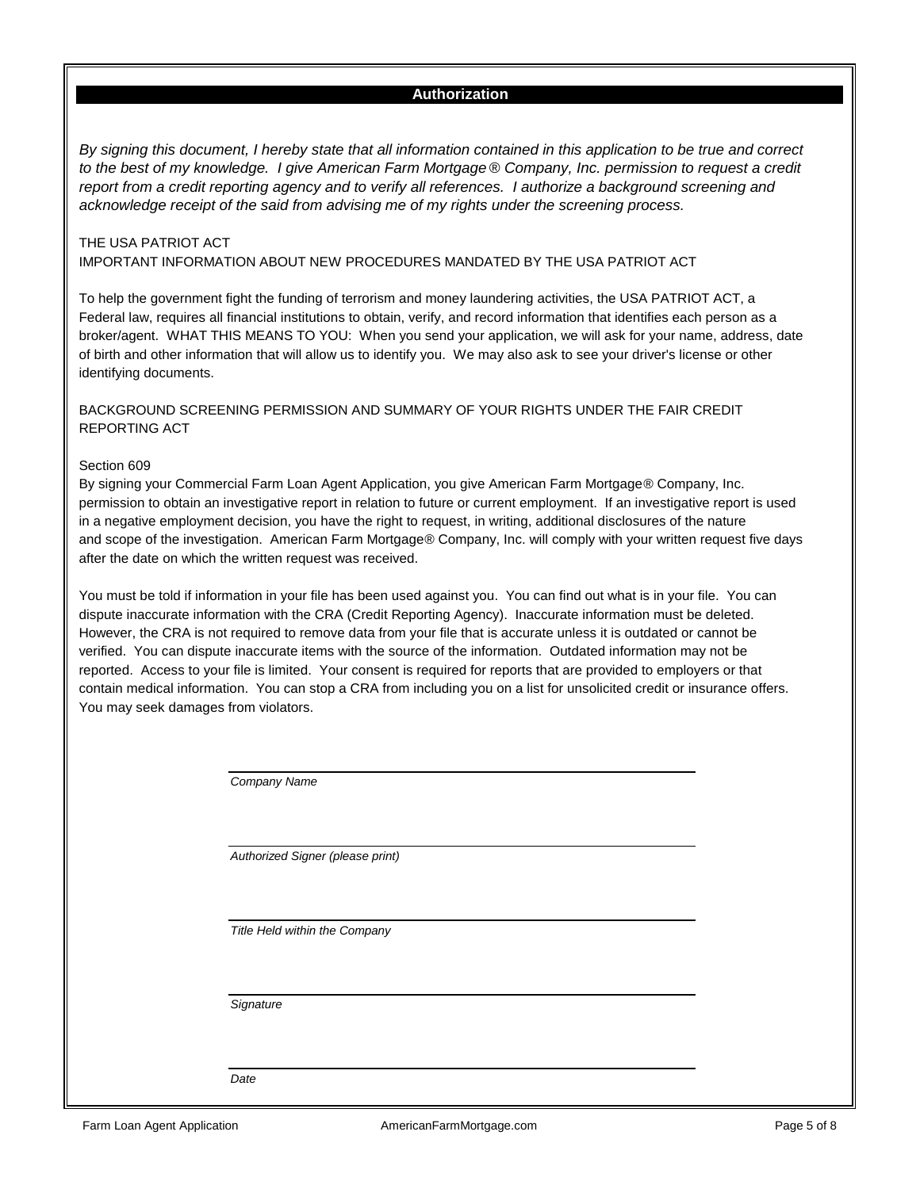## Authorization

*By signing this document, I hereby state that all information contained in this application to be true and correct to the best of my knowledge. I give American Farm Mortgage® Company, Inc. permission to request a credit report from a credit reporting agency and to verify all references. I authorize a background screening and acknowledge receipt of the said from advising me of my rights under the screening process.*

THE USA PATRIOT ACT
IMPORTANT INFORMATION ABOUT NEW PROCEDURES MANDATED BY THE USA PATRIOT ACT

To help the government fight the funding of terrorism and money laundering activities, the USA PATRIOT ACT, a Federal law, requires all financial institutions to obtain, verify, and record information that identifies each person as a broker/agent. WHAT THIS MEANS TO YOU: When you send your application, we will ask for your name, address, date of birth and other information that will allow us to identify you. We may also ask to see your driver's license or other identifying documents.

BACKGROUND SCREENING PERMISSION AND SUMMARY OF YOUR RIGHTS UNDER THE FAIR CREDIT REPORTING ACT

Section 609
By signing your Commercial Farm Loan Agent Application, you give American Farm Mortgage® Company, Inc. permission to obtain an investigative report in relation to future or current employment. If an investigative report is used in a negative employment decision, you have the right to request, in writing, additional disclosures of the nature and scope of the investigation. American Farm Mortgage® Company, Inc. will comply with your written request five days after the date on which the written request was received.

You must be told if information in your file has been used against you. You can find out what is in your file. You can dispute inaccurate information with the CRA (Credit Reporting Agency). Inaccurate information must be deleted. However, the CRA is not required to remove data from your file that is accurate unless it is outdated or cannot be verified. You can dispute inaccurate items with the source of the information. Outdated information may not be reported. Access to your file is limited. Your consent is required for reports that are provided to employers or that contain medical information. You can stop a CRA from including you on a list for unsolicited credit or insurance offers. You may seek damages from violators.

\_\_\_\_\_\_\_\_\_\_\_\_\_\_\_\_\_\_\_\_\_\_\_\_\_\_\_\_\_\_\_\_\_\_\_\_\_\_\_\_
*Company Name*

\_\_\_\_\_\_\_\_\_\_\_\_\_\_\_\_\_\_\_\_\_\_\_\_\_\_\_\_\_\_\_\_\_\_\_\_\_\_\_\_
*Authorized Signer (please print)*

\_\_\_\_\_\_\_\_\_\_\_\_\_\_\_\_\_\_\_\_\_\_\_\_\_\_\_\_\_\_\_\_\_\_\_\_\_\_\_\_
*Title Held within the Company*

\_\_\_\_\_\_\_\_\_\_\_\_\_\_\_\_\_\_\_\_\_\_\_\_\_\_\_\_\_\_\_\_\_\_\_\_\_\_\_\_
*Signature*

\_\_\_\_\_\_\_\_\_\_\_\_\_\_\_\_\_\_\_\_\_\_\_\_\_\_\_\_\_\_\_\_\_\_\_\_\_\_\_\_
*Date*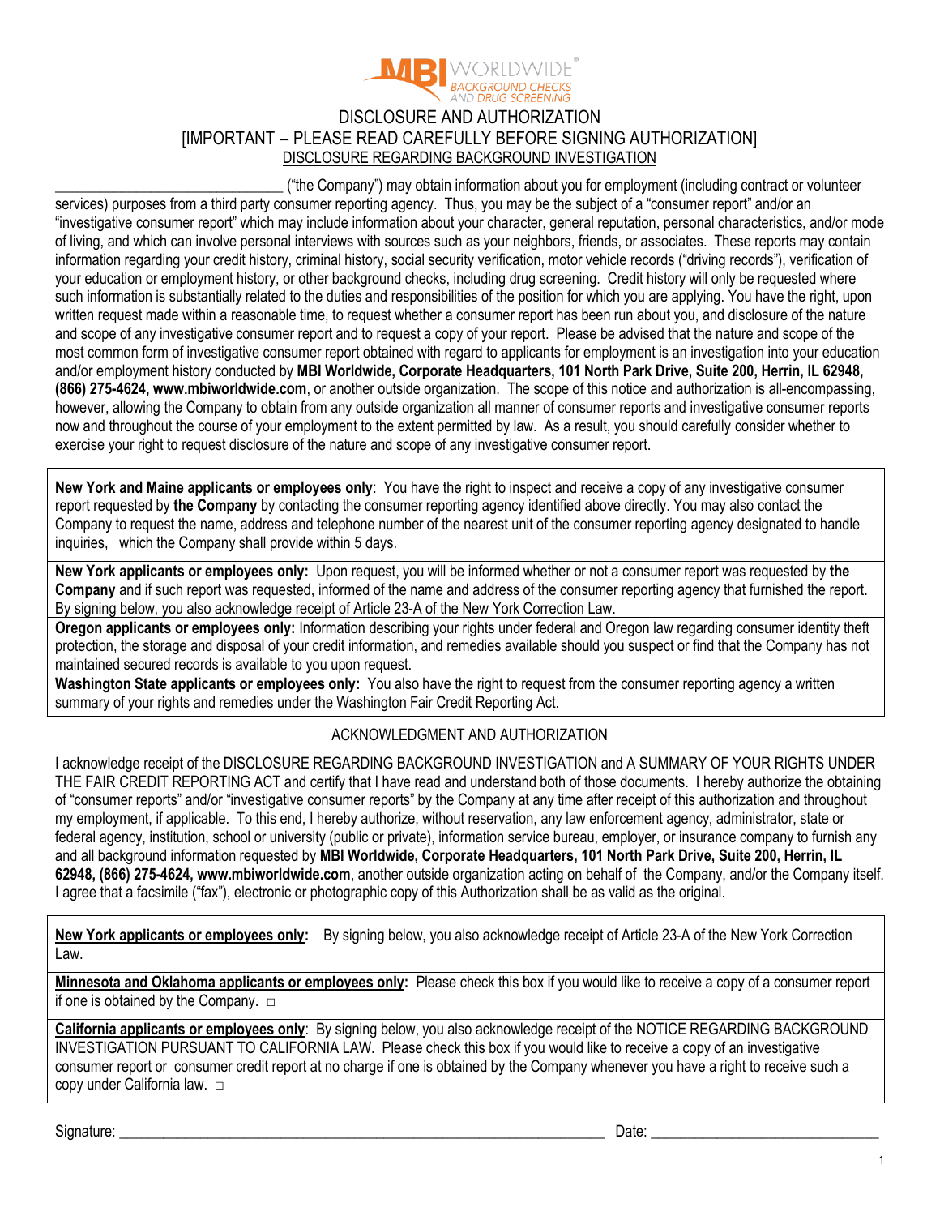MBI WORLDWIDE® BACKGROUND CHECKS AND DRUG SCREENING

# DISCLOSURE AND AUTHORIZATION

## [IMPORTANT -- PLEASE READ CAREFULLY BEFORE SIGNING AUTHORIZATION]

### DISCLOSURE REGARDING BACKGROUND INVESTIGATION

_____________________________ ("the Company") may obtain information about you for employment (including contract or volunteer services) purposes from a third party consumer reporting agency. Thus, you may be the subject of a "consumer report" and/or an "investigative consumer report" which may include information about your character, general reputation, personal characteristics, and/or mode of living, and which can involve personal interviews with sources such as your neighbors, friends, or associates. These reports may contain information regarding your credit history, criminal history, social security verification, motor vehicle records ("driving records"), verification of your education or employment history, or other background checks, including drug screening. Credit history will only be requested where such information is substantially related to the duties and responsibilities of the position for which you are applying. You have the right, upon written request made within a reasonable time, to request whether a consumer report has been run about you, and disclosure of the nature and scope of any investigative consumer report and to request a copy of your report. Please be advised that the nature and scope of the most common form of investigative consumer report obtained with regard to applicants for employment is an investigation into your education and/or employment history conducted by **MBI Worldwide, Corporate Headquarters, 101 North Park Drive, Suite 200, Herrin, IL 62948, (866) 275-4624, www.mbiworldwide.com**, or another outside organization. The scope of this notice and authorization is all-encompassing, however, allowing the Company to obtain from any outside organization all manner of consumer reports and investigative consumer reports now and throughout the course of your employment to the extent permitted by law. As a result, you should carefully consider whether to exercise your right to request disclosure of the nature and scope of any investigative consumer report.

**New York and Maine applicants or employees only**: You have the right to inspect and receive a copy of any investigative consumer report requested by **the Company** by contacting the consumer reporting agency identified above directly. You may also contact the Company to request the name, address and telephone number of the nearest unit of the consumer reporting agency designated to handle inquiries, which the Company shall provide within 5 days.

**New York applicants or employees only:** Upon request, you will be informed whether or not a consumer report was requested by **the Company** and if such report was requested, informed of the name and address of the consumer reporting agency that furnished the report. By signing below, you also acknowledge receipt of Article 23-A of the New York Correction Law.

**Oregon applicants or employees only:** Information describing your rights under federal and Oregon law regarding consumer identity theft protection, the storage and disposal of your credit information, and remedies available should you suspect or find that the Company has not maintained secured records is available to you upon request.

**Washington State applicants or employees only:** You also have the right to request from the consumer reporting agency a written summary of your rights and remedies under the Washington Fair Credit Reporting Act.

### ACKNOWLEDGMENT AND AUTHORIZATION

I acknowledge receipt of the DISCLOSURE REGARDING BACKGROUND INVESTIGATION and A SUMMARY OF YOUR RIGHTS UNDER THE FAIR CREDIT REPORTING ACT and certify that I have read and understand both of those documents. I hereby authorize the obtaining of "consumer reports" and/or "investigative consumer reports" by the Company at any time after receipt of this authorization and throughout my employment, if applicable. To this end, I hereby authorize, without reservation, any law enforcement agency, administrator, state or federal agency, institution, school or university (public or private), information service bureau, employer, or insurance company to furnish any and all background information requested by **MBI Worldwide, Corporate Headquarters, 101 North Park Drive, Suite 200, Herrin, IL 62948, (866) 275-4624, www.mbiworldwide.com**, another outside organization acting on behalf of the Company, and/or the Company itself. I agree that a facsimile ("fax"), electronic or photographic copy of this Authorization shall be as valid as the original.

**New York applicants or employees only:** By signing below, you also acknowledge receipt of Article 23-A of the New York Correction Law.

**Minnesota and Oklahoma applicants or employees only:** Please check this box if you would like to receive a copy of a consumer report if one is obtained by the Company. □

**California applicants or employees only**: By signing below, you also acknowledge receipt of the NOTICE REGARDING BACKGROUND INVESTIGATION PURSUANT TO CALIFORNIA LAW. Please check this box if you would like to receive a copy of an investigative consumer report or consumer credit report at no charge if one is obtained by the Company whenever you have a right to receive such a copy under California law. □

Signature: _______________________________________________ Date: ______________________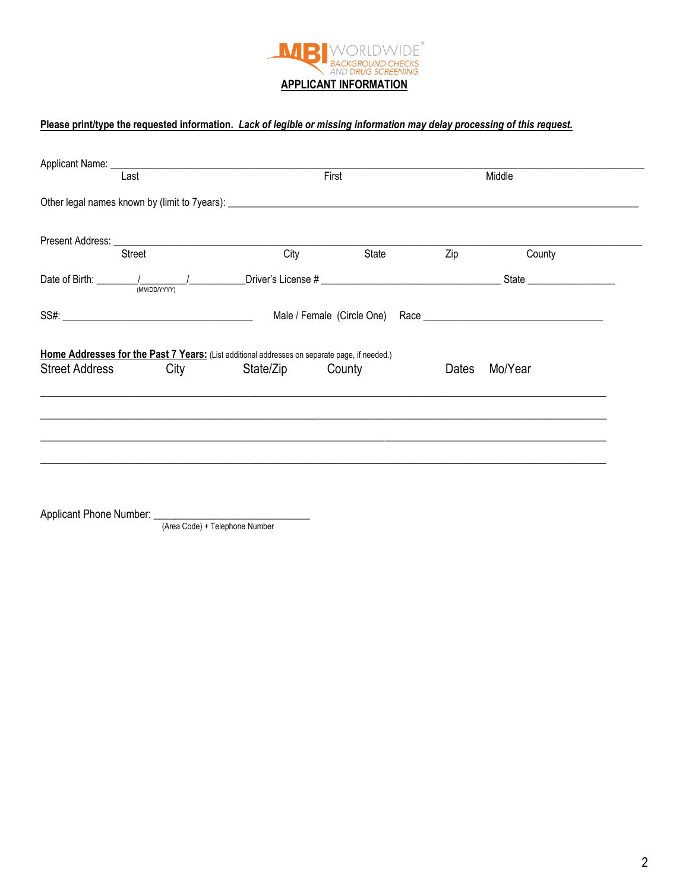MBI WORLDWIDE® BACKGROUND CHECKS AND DRUG SCREENING

# APPLICANT INFORMATION

**Please print/type the requested information.** ***Lack of legible or missing information may delay processing of this request.***

Applicant Name: ______________________________________________________________________
Last First Middle

Other legal names known by (limit to 7years): ______________________________________________________________________

Present Address: ______________________________________________________________________
Street City State Zip County

Date of Birth: ________/_________/__________ Driver's License # ________________________________ State ________________
(MM/DD/YYYY)

SS#: __________________________________ Male / Female (Circle One) Race ________________________________

**Home Addresses for the Past 7 Years:** (List additional addresses on separate page, if needed.)

| Street Address | City | State/Zip | County | Dates Mo/Year |
|---|---|---|---|---|
| | | | | |
| | | | | |
| | | | | |
| | | | | |

Applicant Phone Number: ____________________________
(Area Code) + Telephone Number